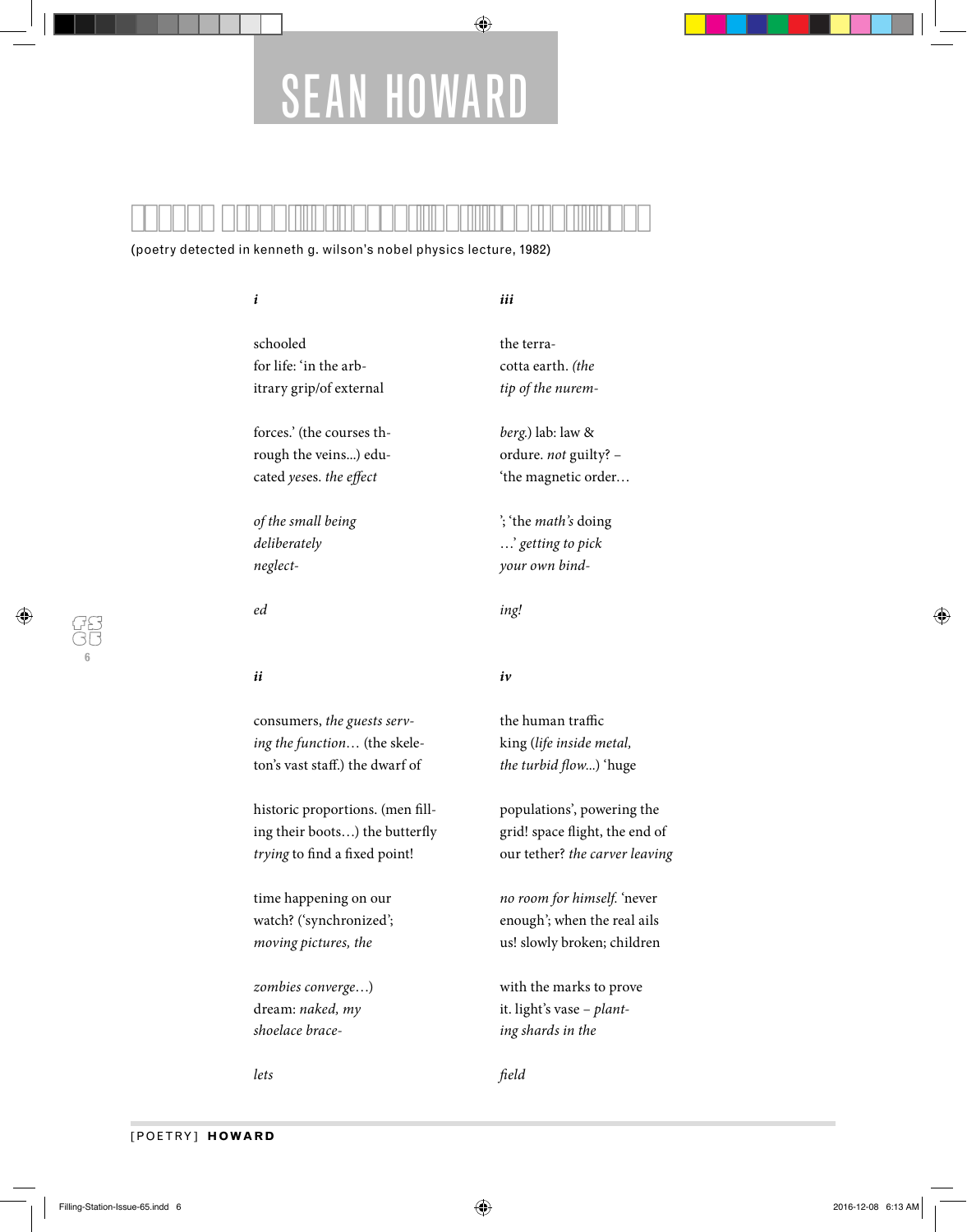# SEAN HOWARD

(poetry detected in kenneth g. wilson's nobel physics lecture, 1982)

***i***

schooled
for life: 'in the arb-
itrary grip/of external

forces.' (the courses th-
rough the veins...) edu-
cated *yeses. the effect*

*of the small being*
*deliberately*
*neglect-*

*ed*

***ii***

consumers, *the guests serv-*
*ing the function…* (the skele-
ton's vast staff.) the dwarf of

historic proportions. (men fill-
ing their boots…) the butterfly
*trying* to find a fixed point!

time happening on our
watch? ('synchronized';
*moving pictures, the*

*zombies converge…*)
dream: *naked, my*
*shoelace brace-*

*lets*

***iii***

the terra-
cotta earth. *(the*
*tip of the nurem-*

*berg.*) lab: law &
ordure. *not* guilty? –
'the magnetic order…

'; 'the *math's* doing
…' *getting to pick*
*your own bind-*

*ing!*

***iv***

the human traffic
king (*life inside metal,*
*the turbid flow...*) 'huge

populations', powering the
grid! space flight, the end of
our tether? *the carver leaving*

*no room for himself.* 'never
enough'; when the real ails
us! slowly broken; children

with the marks to prove
it. light's vase – *plant-*
*ing shards in the*

*field*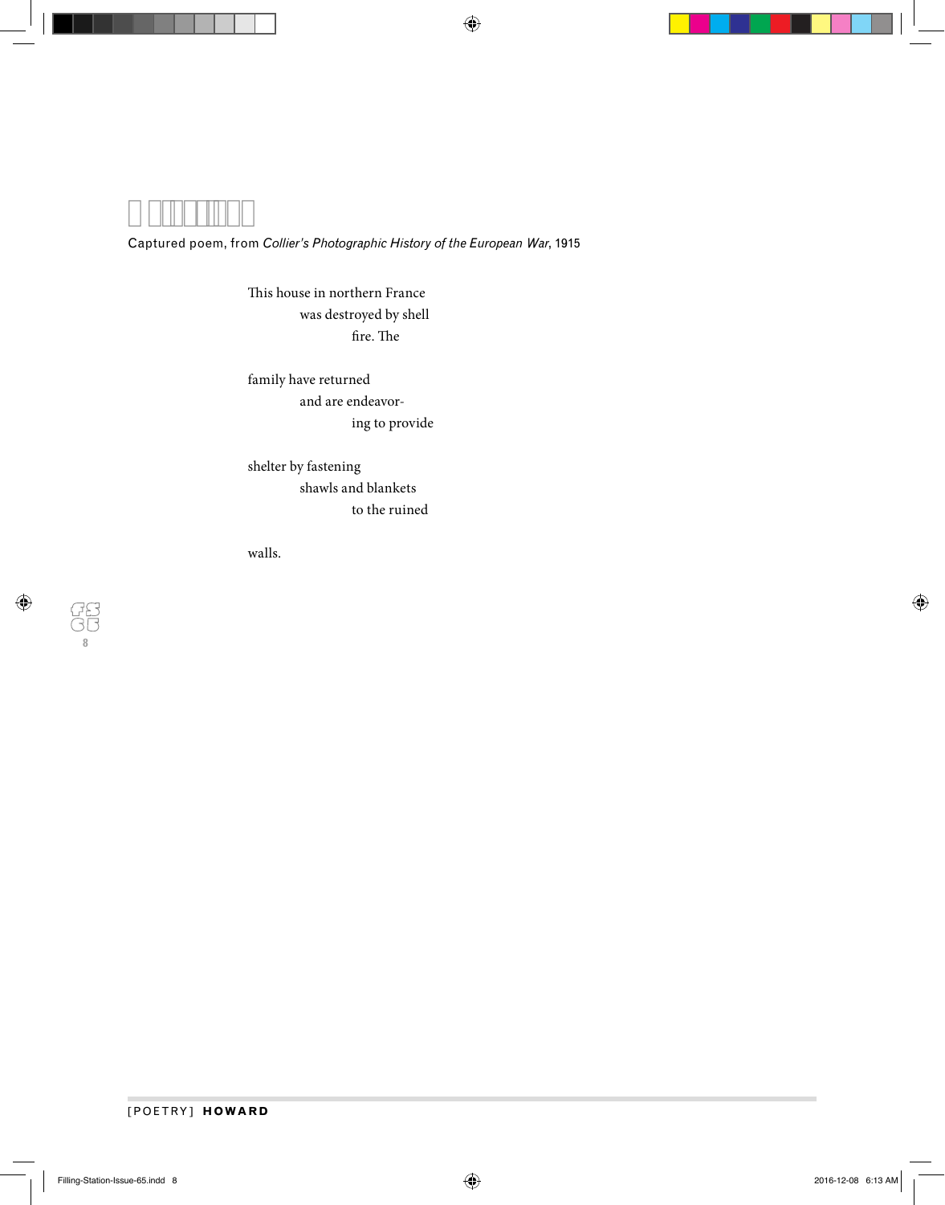Captured poem, from *Collier's Photographic History of the European War*, 1915

This house in northern France
            was destroyed by shell
                        fire. The

family have returned
            and are endeavor-
                        ing to provide

shelter by fastening
            shawls and blankets
                        to the ruined

walls.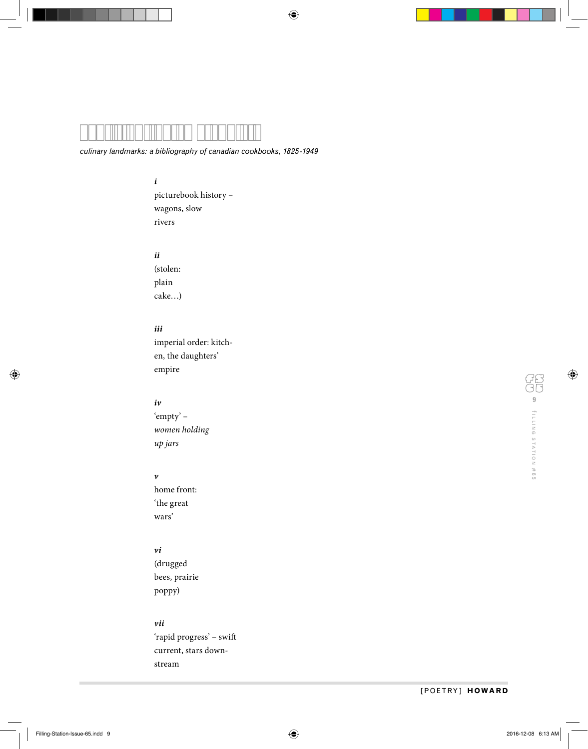*culinary landmarks: a bibliography of canadian cookbooks, 1825-1949*

***i***
picturebook history –
wagons, slow
rivers

***ii***
(stolen:
plain
cake…)

***iii***
imperial order: kitch-
en, the daughters'
empire

***iv***
'empty' –
*women holding*
*up jars*

***v***
home front:
'the great
wars'

***vi***
(drugged
bees, prairie
poppy)

***vii***
'rapid progress' – swift
current, stars down-
stream